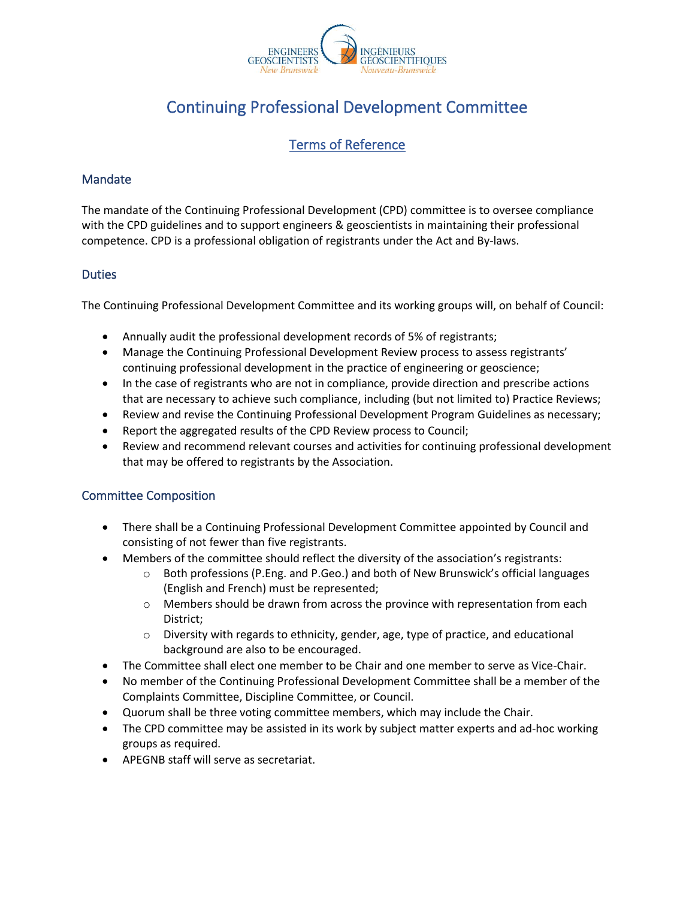# Continuing Professional Development Committee

## Terms of Reference

### Mandate

The mandate of the Continuing Professional Development (CPD) committee is to oversee compliance with the CPD guidelines and to support engineers & geoscientists in maintaining their professional competence. CPD is a professional obligation of registrants under the Act and By-laws.

### Duties

The Continuing Professional Development Committee and its working groups will, on behalf of Council:

- Annually audit the professional development records of 5% of registrants;
- Manage the Continuing Professional Development Review process to assess registrants' continuing professional development in the practice of engineering or geoscience;
- In the case of registrants who are not in compliance, provide direction and prescribe actions that are necessary to achieve such compliance, including (but not limited to) Practice Reviews;
- Review and revise the Continuing Professional Development Program Guidelines as necessary;
- Report the aggregated results of the CPD Review process to Council;
- Review and recommend relevant courses and activities for continuing professional development that may be offered to registrants by the Association.

### Committee Composition

- There shall be a Continuing Professional Development Committee appointed by Council and consisting of not fewer than five registrants.
- Members of the committee should reflect the diversity of the association's registrants:
  - Both professions (P.Eng. and P.Geo.) and both of New Brunswick's official languages (English and French) must be represented;
  - Members should be drawn from across the province with representation from each District;
  - Diversity with regards to ethnicity, gender, age, type of practice, and educational background are also to be encouraged.
- The Committee shall elect one member to be Chair and one member to serve as Vice-Chair.
- No member of the Continuing Professional Development Committee shall be a member of the Complaints Committee, Discipline Committee, or Council.
- Quorum shall be three voting committee members, which may include the Chair.
- The CPD committee may be assisted in its work by subject matter experts and ad-hoc working groups as required.
- APEGNB staff will serve as secretariat.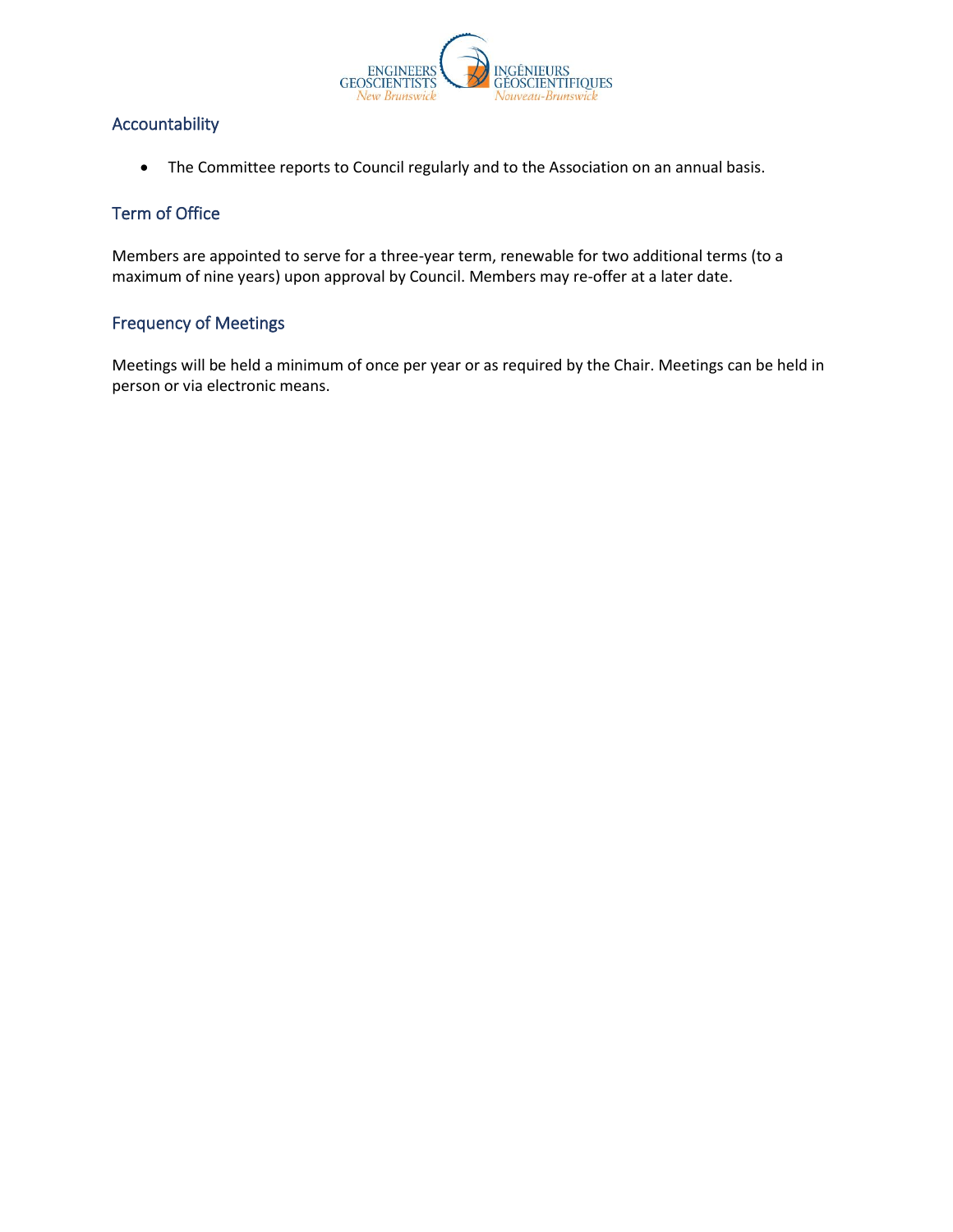## Accountability

- The Committee reports to Council regularly and to the Association on an annual basis.

## Term of Office

Members are appointed to serve for a three-year term, renewable for two additional terms (to a maximum of nine years) upon approval by Council. Members may re-offer at a later date.

## Frequency of Meetings

Meetings will be held a minimum of once per year or as required by the Chair. Meetings can be held in person or via electronic means.